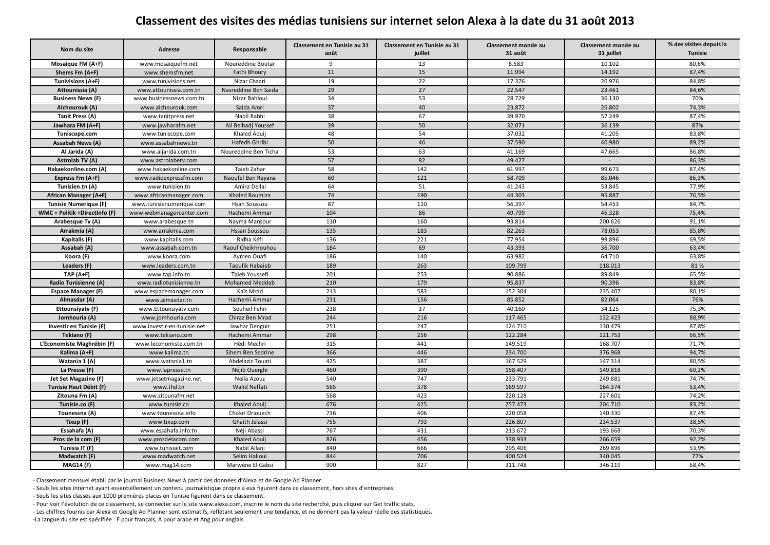# Classement des visites des médias tunisiens sur internet selon Alexa à la date du 31 août 2013

| Nom du site | Adresse | Responsable | Classement en Tunisie au 31 août | Classement en Tunisie au 31 juillet | Classement monde au 31 août | Classement monde au 31 juillet | % des visites depuis la Tunisie |
|---|---|---|---|---|---|---|---|
| Mosaique FM (A+F) | www.mosaiquefm.net | Noureddine Boutar | 9 | 13 | 8.583 | 10.102 | 80,6% |
| Shems Fm (A+F) | www.shemsfm.net | Fathi Bhoury | 11 | 15 | 11.994 | 14.192 | 87,4% |
| Tunivisions (A+F) | www.tunivisions.net | Nizar Chaari | 19 | 22 | 17.376 | 20.976 | 84,8% |
| Attounissia (A) | www.attounissia.com.tn | Nasreddine Ben Saida | 29 | 27 | 22.547 | 23.461 | 84,6% |
| Business News (F) | www.businessnews.com.tn | Nizar Bahloul | 34 | 53 | 28.729 | 36.130 | 70% |
| Alchourouk (A) | www.alchourouk.com | Saida Amri | 37 | 40 | 23.872 | 26.802 | 74,3% |
| Tanit Press (A) | www.tanitpress.net | Nabil Rabhi | 38 | 67 | 39.970 | 57.249 | 87,4% |
| Jawhara FM (A+F) | www.jawharafm.net | Ali Belhadj Youssef | 39 | 50 | 32.071 | 36.139 | 87% |
| Tuniscope.com | www.tuniscope.com | Khaled Aouij | 48 | 54 | 37.032 | 41.205 | 83,8% |
| Assabah News (A) | www.assabahnews.tn | Hafedh Ghribi | 50 | 46 | 37.590 | 40.980 | 89,2% |
| Al Jarida (A) | www.aljarida.com.tn | Noureddine Ben Ticha | 53 | 63 | 41.169 | 47.665 | 86,8% |
| Astrolab TV (A) | www.astrolabetv.com | | 57 | 82 | 49.427 | - | 86,3% |
| Hakaekonline.com (A) | www.hakaekonline.com | Taïeb Zahar | 58 | 142 | 61.997 | 99.673 | 87,4% |
| Express Fm (A+F) | www.radioexpressfm.com | Naoufel Ben Rayana | 60 | 121 | 58.709 | 85.046 | 86,3% |
| Tunisien.tn (A) | www.tunisien.tn | Amira Dellai | 64 | 51 | 41.243 | 53.845 | 77,9% |
| African Manager (A+F) | www.africanmanager.com | Khaled Boumiza | 74 | 190 | 44.303 | 95.887 | 76,5% |
| Tunisie Numerique (F) | www.tunisienumerique.com | Hsan Soussou | 87 | 110 | 56.397 | 54.453 | 84,7% |
| WMC + Politik +DirectInfo (F) | www.webmanagercenter.com | Hachemi Ammar | 104 | 86 | 49.799 | 46.328 | 75,4% |
| Arabesque Tv (A) | www.arabesque.tn | Nayma Mansour | 110 | 160 | 93.814 | 200.626 | 91,1% |
| Arrakmia (A) | www.arrakmia.com | Hssan Soussou | 135 | 183 | 82.263 | 78.053 | 85,8% |
| Kapitalis (F) | www.kapitalis.com | Ridha Kéfi | 136 | 221 | 77.954 | 99.896 | 69,5% |
| Assabah (A) | www.assabah.com.tn | Raouf Cheikhrouhou | 184 | 69 | 43.393 | 36.700 | 63,4% |
| Koora (F) | www.koora.com | Aymen Ouafi | 186 | 140 | 63.982 | 64.710 | 63,8% |
| Leaders (F) | www.leaders.com.tn | Taoufik Habaieb | 189 | 263 | 109.799 | 118.013 | 81 % |
| TAP (A+F) | www.tap.info.tn | Taïeb Youssefi | 201 | 253 | 90.886 | 89.849 | 65,5% |
| Radio Tunisienne (A) | www.radiotunisienne.tn | Mohamed Meddeb | 210 | 179 | 95.837 | 90.396 | 83,8% |
| Espace Manager (F) | www.espacemanager.com | Kaïs Mrad | 213 | 583 | 152.304 | 235.407 | 80,1% |
| Almasdar (A) | www.almasdar.tn | Hachemi Ammar | 231 | 156 | 85.852 | 82.064 | 76% |
| Ettounsiyatv (F) | www.Ettounsiyatv.com | Souheil Fehri | 238 | 37 | 40.160 | 34.125 | 75,3% |
| Jomhouria (A) | www.jomhouria.com | Chiraz Ben Mrad | 244 | 216 | 117.465 | 132.423 | 88,9% |
| Investir en Tunisie (F) | www.investir-en-tunisie.net | Jawhar Denguir | 251 | 247 | 124.710 | 130.479 | 87,8% |
| Tekiano (F) | www.tekiano.com | Hachemi Ammar | 298 | 256 | 122.284 | 121.753 | 66,5% |
| L'Economiste Maghrébin (F) | www.leconomiste.com.tn | Hédi Mechri | 315 | 441 | 149.519 | 168.707 | 71,7% |
| Kalima (A+F) | www.kalima.tn | Sihem Ben Sedrine | 366 | 446 | 234.700 | 376.968 | 94,7% |
| Watania 1 (A) | www.watania1.tn | Abdelaziz Touati | 425 | 387 | 167.529 | 147.314 | 80,5% |
| La Presse (F) | www.lapresse.tn | Néjib Ouerghi | 460 | 390 | 158.407 | 149.818 | 60,2% |
| Jet Set Magazine (F) | www.jetsetmagazine.net | Neïla Azouz | 540 | 747 | 233.791 | 249.881 | 74,7% |
| Tunisie Haut Débit (F) | www.thd.tn | Walid Neffati | 565 | 378 | 169.597 | 164.374 | 53,4% |
| Zitouna Fm (A) | www.zitounafm.net | | 568 | 423 | 220.128 | 227.601 | 74,2% |
| Tunisie.co (F) | www.tunisie.co | Khaled Aouij | 676 | 425 | 257.473 | 204.710 | 83,2% |
| Tounessna (A) | www.tounessna.info | Chokri Driouech | 736 | 406 | 220.058 | 140.330 | 87,4% |
| Tixup (F) | www.tixup.com | Ghaith Jelassi | 755 | 793 | 226.807 | 234.537 | 38,5% |
| Essahafa (A) | www.essahafa.info.tn | Néji Abassi | 767 | 431 | 213.672 | 193.668 | 70,3% |
| Pros de la com (F) | www.prosdelacom.com | Khaled Aouij | 826 | 456 | 338.933 | 266.659 | 92,2% |
| Tunisia IT (F) | www.tunisiait.com | Nabil Allani | 840 | 666 | 295.406 | 269.896 | 53,9% |
| Madwatch (F) | www.madwatch.net | Selim Halioui | 844 | 706 | 400.524 | 340.045 | 77% |
| MAG14 (F) | www.mag14.com | Marwène El Gabsi | 900 | 827 | 311.748 | 346.119 | 68,4% |

- Classement mensuel établi par le journal Business News à partir des données d'Alexa et de Google Ad Planner.
- Seuls les sites internet ayant essentiellement un contenu journalistique propre à eux figurent dans ce classement, hors sites d'entreprises.
- Seuls les sites classés aux 1000 premières places en Tunisie figurent dans ce classement.
- Pour voir l'évolution de ce classement, se connecter sur le site www.alexa.com, inscrire le nom du site recherché, puis cliquer sur Get traffic stats.
- Les chiffres fournis par Alexa et Google Ad Planner sont estimatifs, reflétant seulement une tendance, et ne donnent pas la valeur réelle des statistiques.
-La langue du site est spécifiée : F pour français, A pour arabe et Ang pour anglais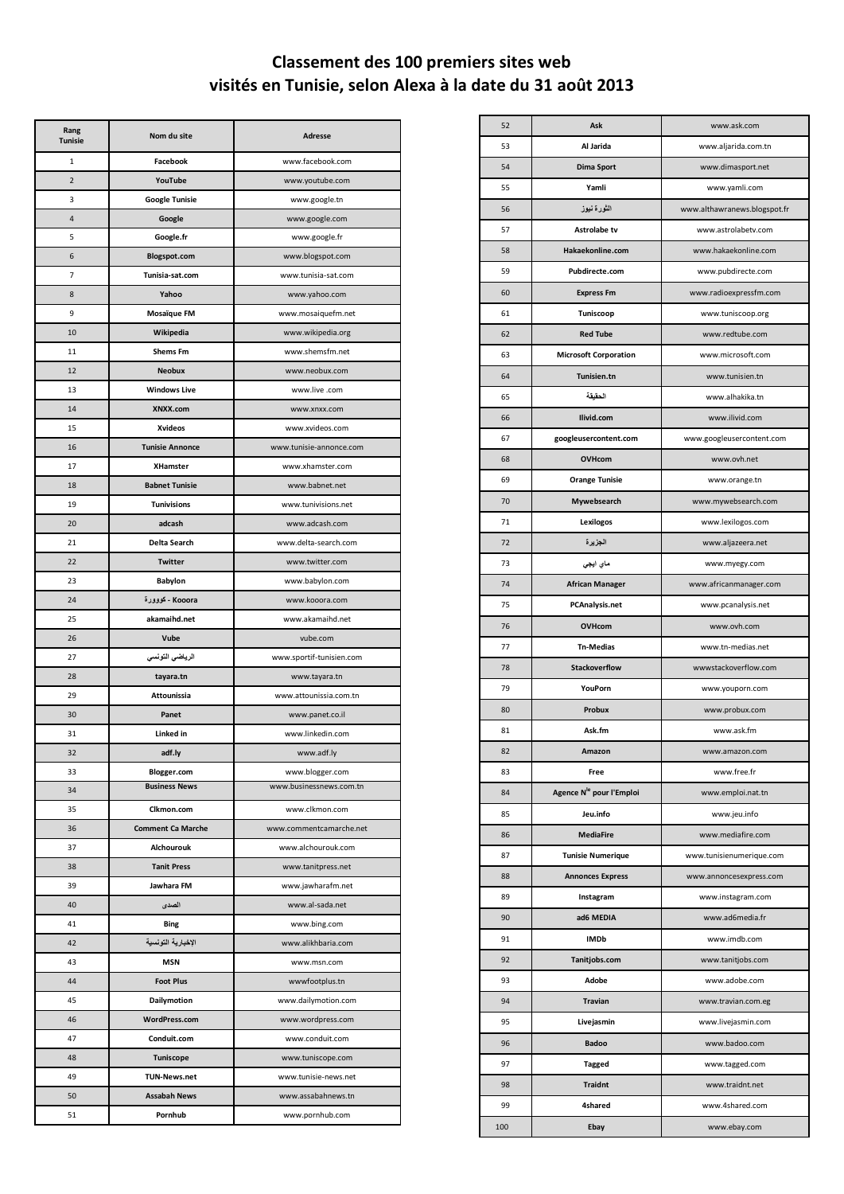# Classement des 100 premiers sites web visités en Tunisie, selon Alexa à la date du 31 août 2013

| Rang Tunisie | Nom du site | Adresse |
|---|---|---|
| 1 | Facebook | www.facebook.com |
| 2 | YouTube | www.youtube.com |
| 3 | Google Tunisie | www.google.tn |
| 4 | Google | www.google.com |
| 5 | Google.fr | www.google.fr |
| 6 | Blogspot.com | www.blogspot.com |
| 7 | Tunisia-sat.com | www.tunisia-sat.com |
| 8 | Yahoo | www.yahoo.com |
| 9 | Mosaïque FM | www.mosaiquefm.net |
| 10 | Wikipedia | www.wikipedia.org |
| 11 | Shems Fm | www.shemsfm.net |
| 12 | Neobux | www.neobux.com |
| 13 | Windows Live | www.live .com |
| 14 | XNXX.com | www.xnxx.com |
| 15 | Xvideos | www.xvideos.com |
| 16 | Tunisie Annonce | www.tunisie-annonce.com |
| 17 | XHamster | www.xhamster.com |
| 18 | Babnet Tunisie | www.babnet.net |
| 19 | Tunivisions | www.tunivisions.net |
| 20 | adcash | www.adcash.com |
| 21 | Delta Search | www.delta-search.com |
| 22 | Twitter | www.twitter.com |
| 23 | Babylon | www.babylon.com |
| 24 | كووورة - Kooora | www.kooora.com |
| 25 | akamaihd.net | www.akamaihd.net |
| 26 | Vube | vube.com |
| 27 | الرياضي التونسي | www.sportif-tunisien.com |
| 28 | tayara.tn | www.tayara.tn |
| 29 | Attounissia | www.attounissia.com.tn |
| 30 | Panet | www.panet.co.il |
| 31 | Linked in | www.linkedin.com |
| 32 | adf.ly | www.adf.ly |
| 33 | Blogger.com | www.blogger.com |
| 34 | Business News | www.businessnews.com.tn |
| 35 | Clkmon.com | www.clkmon.com |
| 36 | Comment Ca Marche | www.commentcamarche.net |
| 37 | Alchourouk | www.alchourouk.com |
| 38 | Tanit Press | www.tanitpress.net |
| 39 | Jawhara FM | www.jawharafm.net |
| 40 | الصدى | www.al-sada.net |
| 41 | Bing | www.bing.com |
| 42 | الإخبارية التونسية | www.alikhbaria.com |
| 43 | MSN | www.msn.com |
| 44 | Foot Plus | wwwfootplus.tn |
| 45 | Dailymotion | www.dailymotion.com |
| 46 | WordPress.com | www.wordpress.com |
| 47 | Conduit.com | www.conduit.com |
| 48 | Tuniscope | www.tuniscope.com |
| 49 | TUN-News.net | www.tunisie-news.net |
| 50 | Assabah News | www.assabahnews.tn |
| 51 | Pornhub | www.pornhub.com |
| 52 | Ask | www.ask.com |
| 53 | Al Jarida | www.aljarida.com.tn |
| 54 | Dima Sport | www.dimasport.net |
| 55 | Yamli | www.yamli.com |
| 56 | الثورة نيوز | www.althawranews.blogspot.fr |
| 57 | Astrolabe tv | www.astrolabetv.com |
| 58 | Hakaekonline.com | www.hakaekonline.com |
| 59 | Pubdirecte.com | www.pubdirecte.com |
| 60 | Express Fm | www.radioexpressfm.com |
| 61 | Tuniscoop | www.tuniscoop.org |
| 62 | Red Tube | www.redtube.com |
| 63 | Microsoft Corporation | www.microsoft.com |
| 64 | Tunisien.tn | www.tunisien.tn |
| 65 | الحقيقة | www.alhakika.tn |
| 66 | Ilivid.com | www.ilivid.com |
| 67 | googleusercontent.com | www.googleusercontent.com |
| 68 | OVHcom | www.ovh.net |
| 69 | Orange Tunisie | www.orange.tn |
| 70 | Mywebsearch | www.mywebsearch.com |
| 71 | Lexilogos | www.lexilogos.com |
| 72 | الجزيرة | www.aljazeera.net |
| 73 | ماي ايجي | www.myegy.com |
| 74 | African Manager | www.africanmanager.com |
| 75 | PCAnalysis.net | www.pcanalysis.net |
| 76 | OVHcom | www.ovh.com |
| 77 | Tn-Medias | www.tn-medias.net |
| 78 | Stackoverflow | wwwstackoverflow.com |
| 79 | YouPorn | www.youporn.com |
| 80 | Probux | www.probux.com |
| 81 | Ask.fm | www.ask.fm |
| 82 | Amazon | www.amazon.com |
| 83 | Free | www.free.fr |
| 84 | Agence N[le] pour l'Emploi | www.emploi.nat.tn |
| 85 | Jeu.info | www.jeu.info |
| 86 | MediaFire | www.mediafire.com |
| 87 | Tunisie Numerique | www.tunisienumerique.com |
| 88 | Annonces Express | www.annoncesexpress.com |
| 89 | Instagram | www.instagram.com |
| 90 | ad6 MEDIA | www.ad6media.fr |
| 91 | IMDb | www.imdb.com |
| 92 | Tanitjobs.com | www.tanitjobs.com |
| 93 | Adobe | www.adobe.com |
| 94 | Travian | www.travian.com.eg |
| 95 | Livejasmin | www.livejasmin.com |
| 96 | Badoo | www.badoo.com |
| 97 | Tagged | www.tagged.com |
| 98 | Traidnt | www.traidnt.net |
| 99 | 4shared | www.4shared.com |
| 100 | Ebay | www.ebay.com |